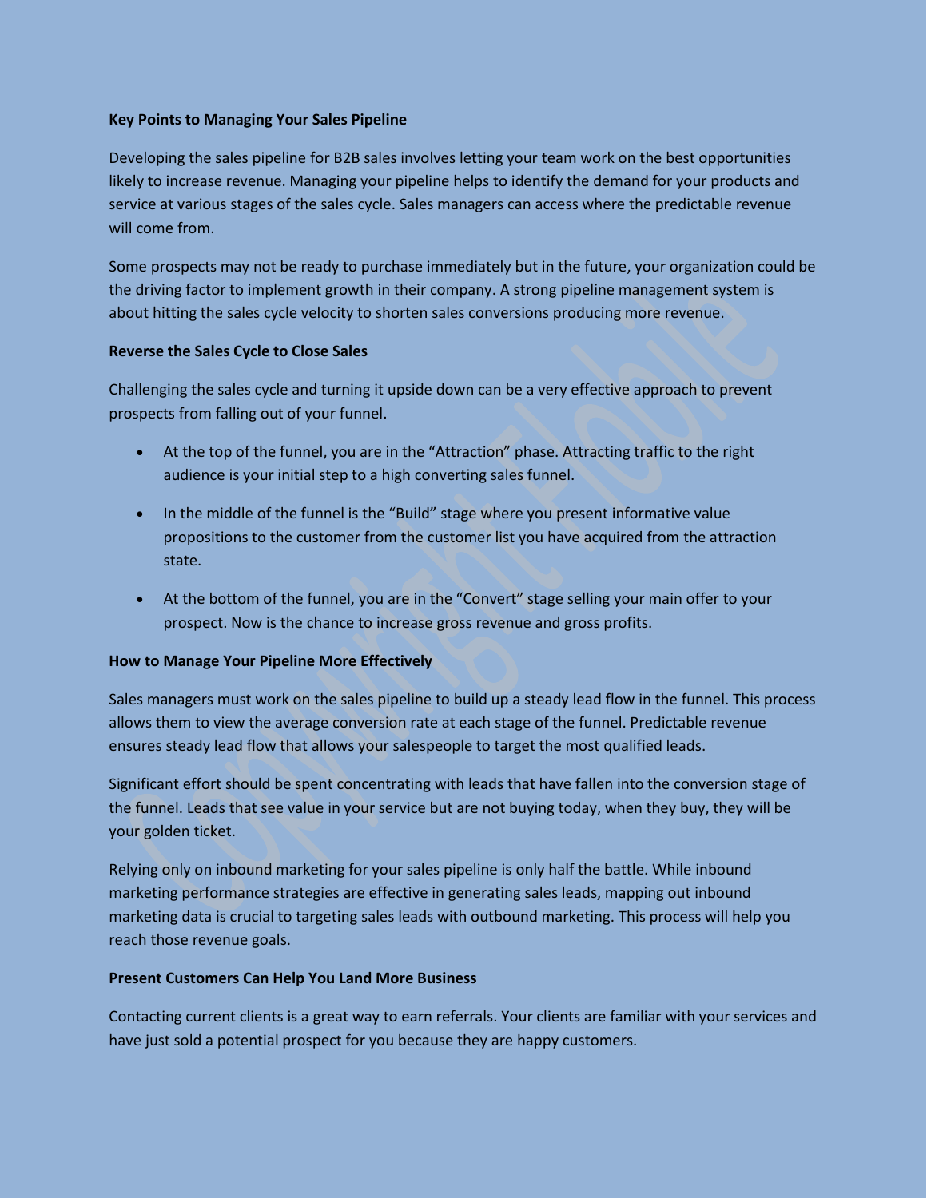**Key Points to Managing Your Sales Pipeline**

Developing the sales pipeline for B2B sales involves letting your team work on the best opportunities likely to increase revenue. Managing your pipeline helps to identify the demand for your products and service at various stages of the sales cycle. Sales managers can access where the predictable revenue will come from.

Some prospects may not be ready to purchase immediately but in the future, your organization could be the driving factor to implement growth in their company. A strong pipeline management system is about hitting the sales cycle velocity to shorten sales conversions producing more revenue.

**Reverse the Sales Cycle to Close Sales**

Challenging the sales cycle and turning it upside down can be a very effective approach to prevent prospects from falling out of your funnel.

- At the top of the funnel, you are in the "Attraction" phase. Attracting traffic to the right audience is your initial step to a high converting sales funnel.
- In the middle of the funnel is the "Build" stage where you present informative value propositions to the customer from the customer list you have acquired from the attraction state.
- At the bottom of the funnel, you are in the "Convert" stage selling your main offer to your prospect. Now is the chance to increase gross revenue and gross profits.

**How to Manage Your Pipeline More Effectively**

Sales managers must work on the sales pipeline to build up a steady lead flow in the funnel. This process allows them to view the average conversion rate at each stage of the funnel. Predictable revenue ensures steady lead flow that allows your salespeople to target the most qualified leads.

Significant effort should be spent concentrating with leads that have fallen into the conversion stage of the funnel. Leads that see value in your service but are not buying today, when they buy, they will be your golden ticket.

Relying only on inbound marketing for your sales pipeline is only half the battle. While inbound marketing performance strategies are effective in generating sales leads, mapping out inbound marketing data is crucial to targeting sales leads with outbound marketing. This process will help you reach those revenue goals.

**Present Customers Can Help You Land More Business**

Contacting current clients is a great way to earn referrals. Your clients are familiar with your services and have just sold a potential prospect for you because they are happy customers.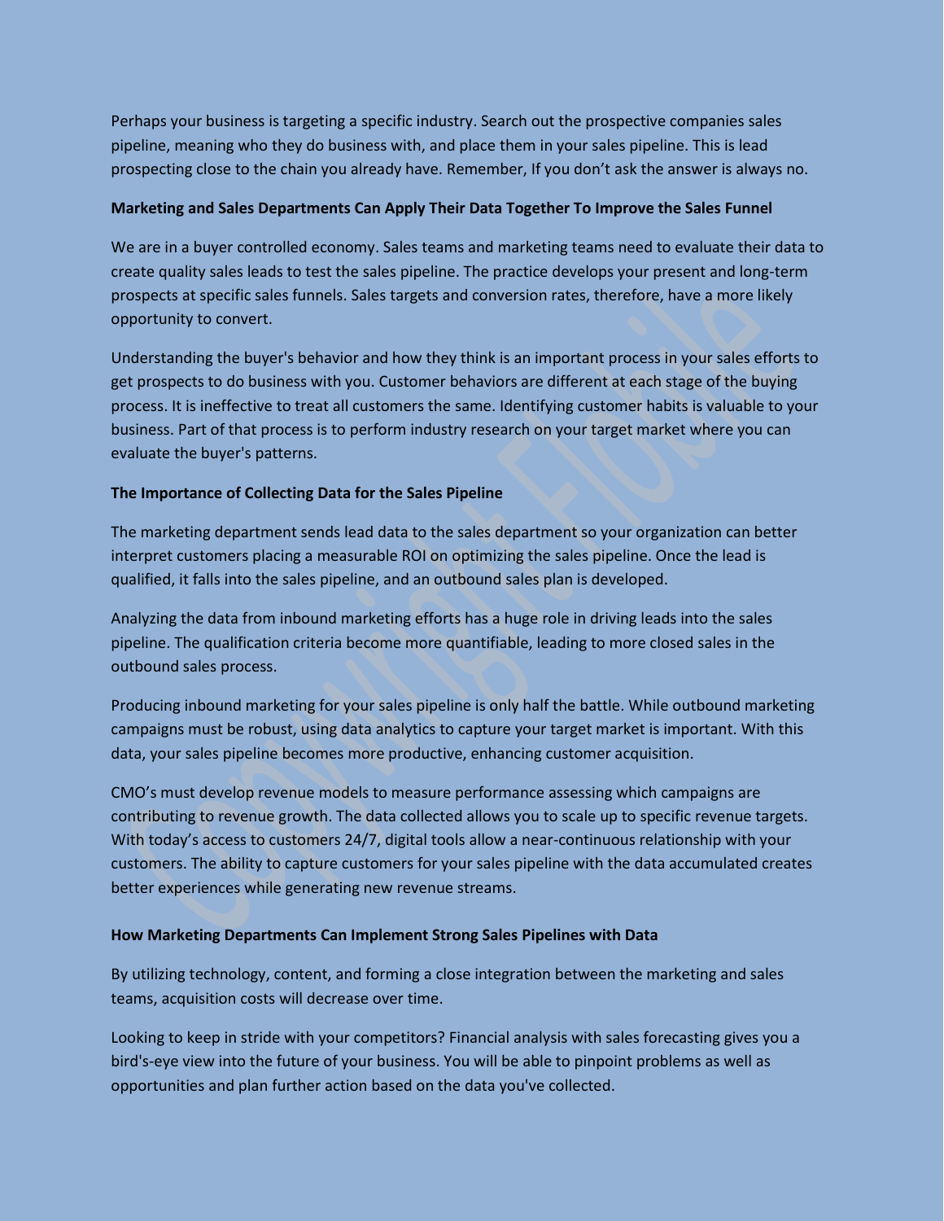Perhaps your business is targeting a specific industry. Search out the prospective companies sales pipeline, meaning who they do business with, and place them in your sales pipeline. This is lead prospecting close to the chain you already have. Remember, If you don't ask the answer is always no.

**Marketing and Sales Departments Can Apply Their Data Together To Improve the Sales Funnel**

We are in a buyer controlled economy. Sales teams and marketing teams need to evaluate their data to create quality sales leads to test the sales pipeline. The practice develops your present and long-term prospects at specific sales funnels. Sales targets and conversion rates, therefore, have a more likely opportunity to convert.

Understanding the buyer's behavior and how they think is an important process in your sales efforts to get prospects to do business with you. Customer behaviors are different at each stage of the buying process. It is ineffective to treat all customers the same. Identifying customer habits is valuable to your business. Part of that process is to perform industry research on your target market where you can evaluate the buyer's patterns.

**The Importance of Collecting Data for the Sales Pipeline**

The marketing department sends lead data to the sales department so your organization can better interpret customers placing a measurable ROI on optimizing the sales pipeline. Once the lead is qualified, it falls into the sales pipeline, and an outbound sales plan is developed.

Analyzing the data from inbound marketing efforts has a huge role in driving leads into the sales pipeline. The qualification criteria become more quantifiable, leading to more closed sales in the outbound sales process.

Producing inbound marketing for your sales pipeline is only half the battle. While outbound marketing campaigns must be robust, using data analytics to capture your target market is important. With this data, your sales pipeline becomes more productive, enhancing customer acquisition.

CMO's must develop revenue models to measure performance assessing which campaigns are contributing to revenue growth. The data collected allows you to scale up to specific revenue targets. With today's access to customers 24/7, digital tools allow a near-continuous relationship with your customers. The ability to capture customers for your sales pipeline with the data accumulated creates better experiences while generating new revenue streams.

**How Marketing Departments Can Implement Strong Sales Pipelines with Data**

By utilizing technology, content, and forming a close integration between the marketing and sales teams, acquisition costs will decrease over time.

Looking to keep in stride with your competitors? Financial analysis with sales forecasting gives you a bird's-eye view into the future of your business. You will be able to pinpoint problems as well as opportunities and plan further action based on the data you've collected.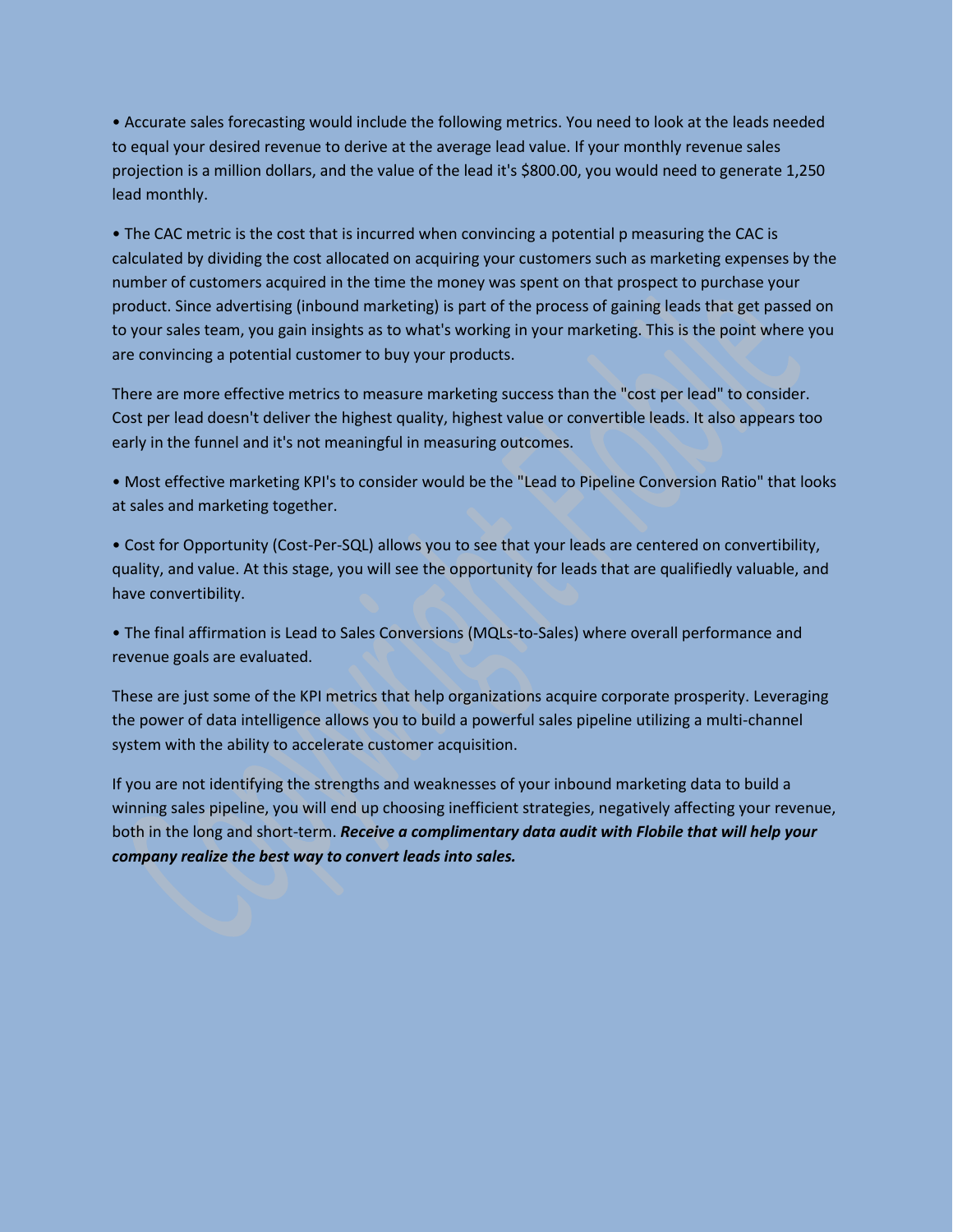- Accurate sales forecasting would include the following metrics. You need to look at the leads needed to equal your desired revenue to derive at the average lead value. If your monthly revenue sales projection is a million dollars, and the value of the lead it's $800.00, you would need to generate 1,250 lead monthly.

- The CAC metric is the cost that is incurred when convincing a potential p measuring the CAC is calculated by dividing the cost allocated on acquiring your customers such as marketing expenses by the number of customers acquired in the time the money was spent on that prospect to purchase your product. Since advertising (inbound marketing) is part of the process of gaining leads that get passed on to your sales team, you gain insights as to what's working in your marketing. This is the point where you are convincing a potential customer to buy your products.

There are more effective metrics to measure marketing success than the "cost per lead" to consider. Cost per lead doesn't deliver the highest quality, highest value or convertible leads. It also appears too early in the funnel and it's not meaningful in measuring outcomes.

- Most effective marketing KPI's to consider would be the "Lead to Pipeline Conversion Ratio" that looks at sales and marketing together.

- Cost for Opportunity (Cost-Per-SQL) allows you to see that your leads are centered on convertibility, quality, and value. At this stage, you will see the opportunity for leads that are qualifiedly valuable, and have convertibility.

- The final affirmation is Lead to Sales Conversions (MQLs-to-Sales) where overall performance and revenue goals are evaluated.

These are just some of the KPI metrics that help organizations acquire corporate prosperity. Leveraging the power of data intelligence allows you to build a powerful sales pipeline utilizing a multi-channel system with the ability to accelerate customer acquisition.

If you are not identifying the strengths and weaknesses of your inbound marketing data to build a winning sales pipeline, you will end up choosing inefficient strategies, negatively affecting your revenue, both in the long and short-term. ***Receive a complimentary data audit with Flobile that will help your company realize the best way to convert leads into sales.***